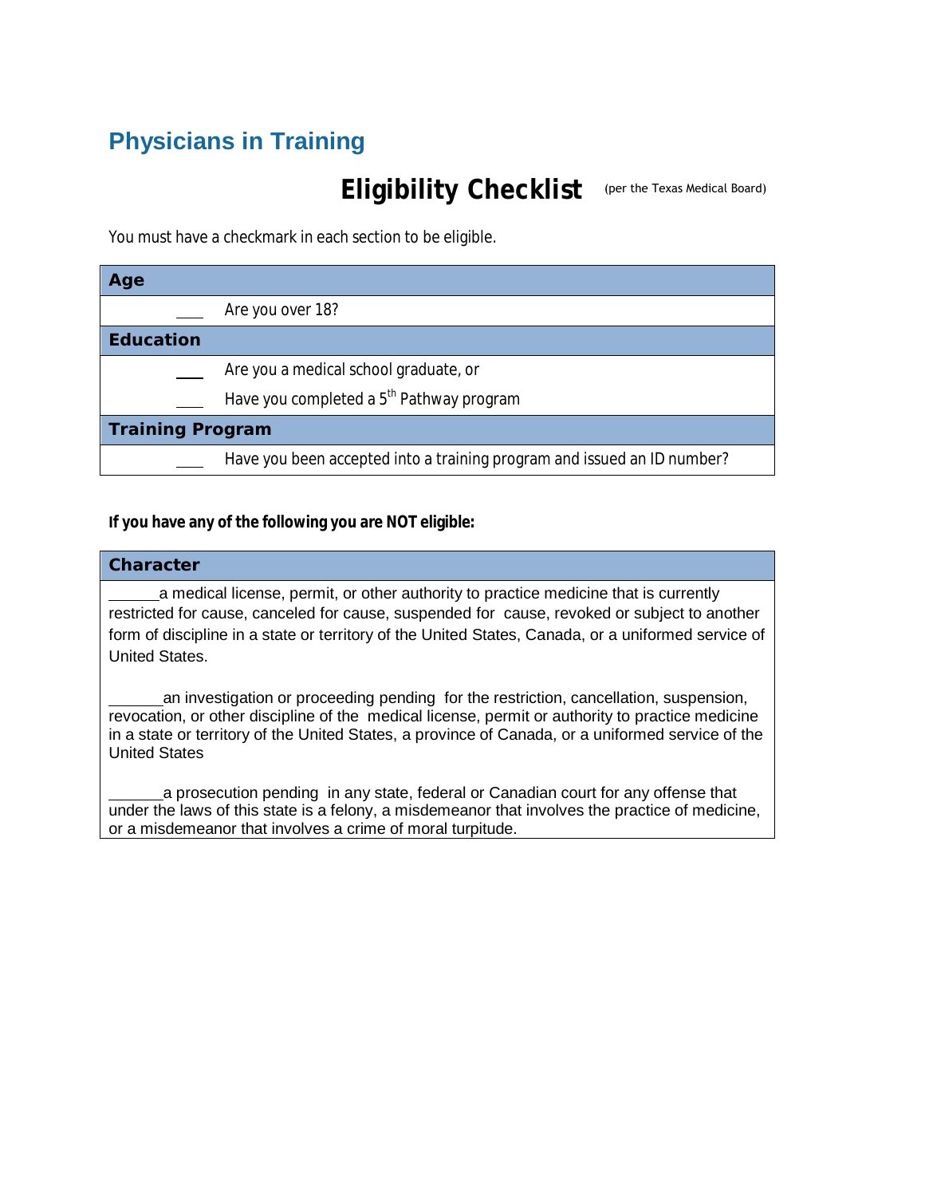# Physicians in Training

## Eligibility Checklist (per the Texas Medical Board)

You must have a checkmark in each section to be eligible.

| **Age** | |
|---|---|
| ___ | Are you over 18? |
| **Education** | |
| ___ | Are you a medical school graduate, or |
| ___ | Have you completed a 5th Pathway program |
| **Training Program** | |
| ___ | Have you been accepted into a training program and issued an ID number? |

**If you have any of the following you are NOT eligible:**

**Character**

______a medical license, permit, or other authority to practice medicine that is currently restricted for cause, canceled for cause, suspended for cause, revoked or subject to another form of discipline in a state or territory of the United States, Canada, or a uniformed service of United States.

______an investigation or proceeding pending for the restriction, cancellation, suspension, revocation, or other discipline of the medical license, permit or authority to practice medicine in a state or territory of the United States, a province of Canada, or a uniformed service of the United States

______a prosecution pending in any state, federal or Canadian court for any offense that under the laws of this state is a felony, a misdemeanor that involves the practice of medicine, or a misdemeanor that involves a crime of moral turpitude.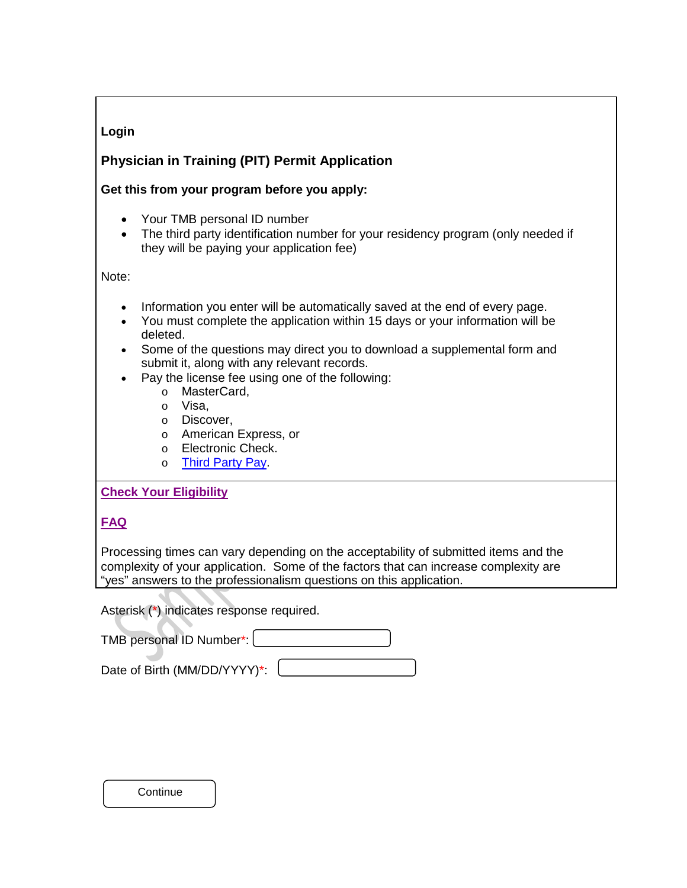**Login**

## Physician in Training (PIT) Permit Application

**Get this from your program before you apply:**

- Your TMB personal ID number
- The third party identification number for your residency program (only needed if they will be paying your application fee)

Note:

- Information you enter will be automatically saved at the end of every page.
- You must complete the application within 15 days or your information will be deleted.
- Some of the questions may direct you to download a supplemental form and submit it, along with any relevant records.
- Pay the license fee using one of the following:
  - MasterCard,
  - Visa,
  - Discover,
  - American Express, or
  - Electronic Check.
  - Third Party Pay.

**Check Your Eligibility**

**FAQ**

Processing times can vary depending on the acceptability of submitted items and the complexity of your application. Some of the factors that can increase complexity are "yes" answers to the professionalism questions on this application.

Asterisk (*) indicates response required.

TMB personal ID Number*: [ ]

Date of Birth (MM/DD/YYYY)*: [ ]

Continue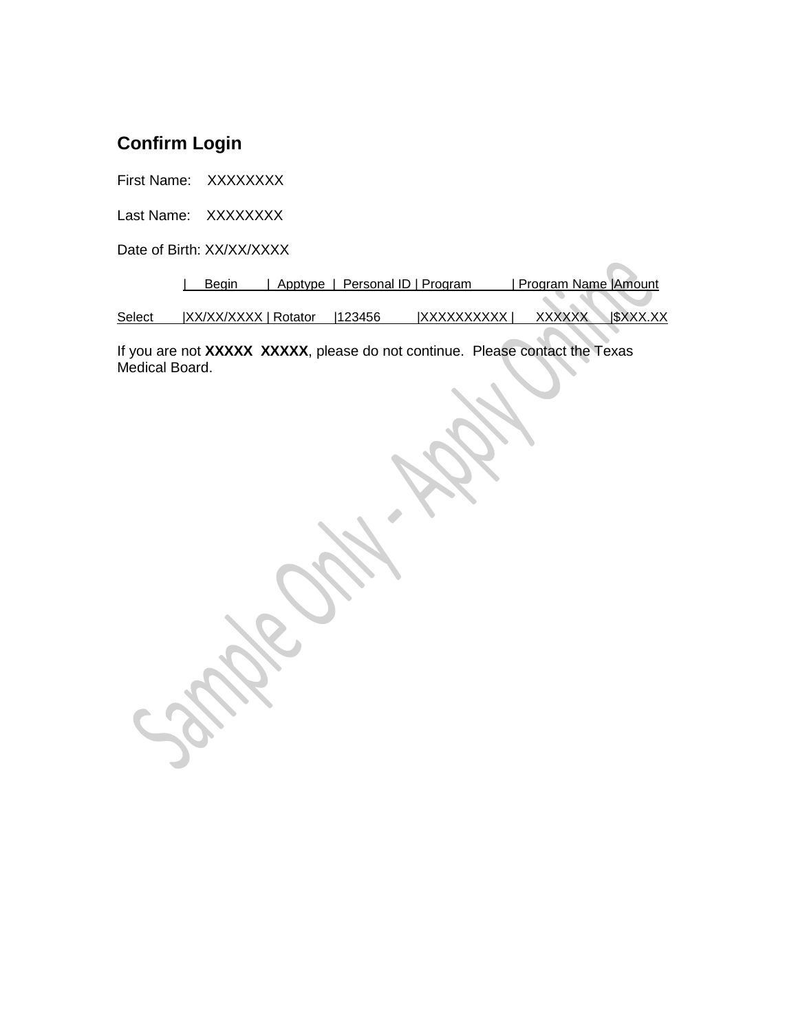## Confirm Login

First Name: XXXXXXXX

Last Name: XXXXXXXX

Date of Birth: XX/XX/XXXX

| | Begin | Apptype | Personal ID | Program | Program Name | Amount |
|---|---|---|---|---|---|---|
| Select | XX/XX/XXXX | Rotator | 123456 | XXXXXXXXXX | XXXXXX | $XXX.XX |

If you are not **XXXXX XXXXX**, please do not continue. Please contact the Texas Medical Board.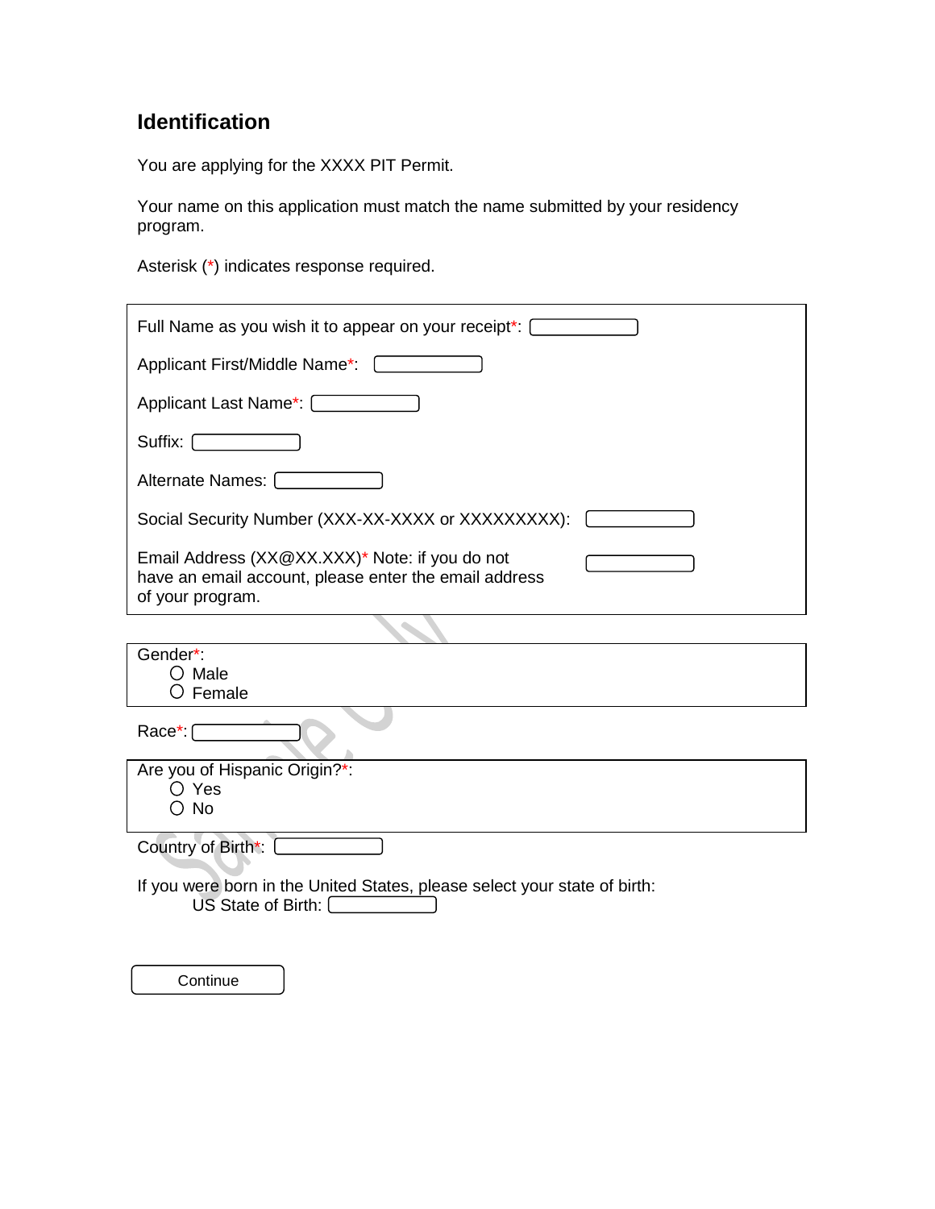## Identification

You are applying for the XXXX PIT Permit.

Your name on this application must match the name submitted by your residency program.

Asterisk (*) indicates response required.

Full Name as you wish it to appear on your receipt*:

Applicant First/Middle Name*:

Applicant Last Name*:

Suffix:

Alternate Names:

Social Security Number (XXX-XX-XXXX or XXXXXXXXX):

Email Address (XX@XX.XXX)* Note: if you do not have an email account, please enter the email address of your program.

Gender*:
- ○ Male
- ○ Female

Race*:

Are you of Hispanic Origin?*:
- ○ Yes
- ○ No

Country of Birth*:

If you were born in the United States, please select your state of birth:

US State of Birth:

Continue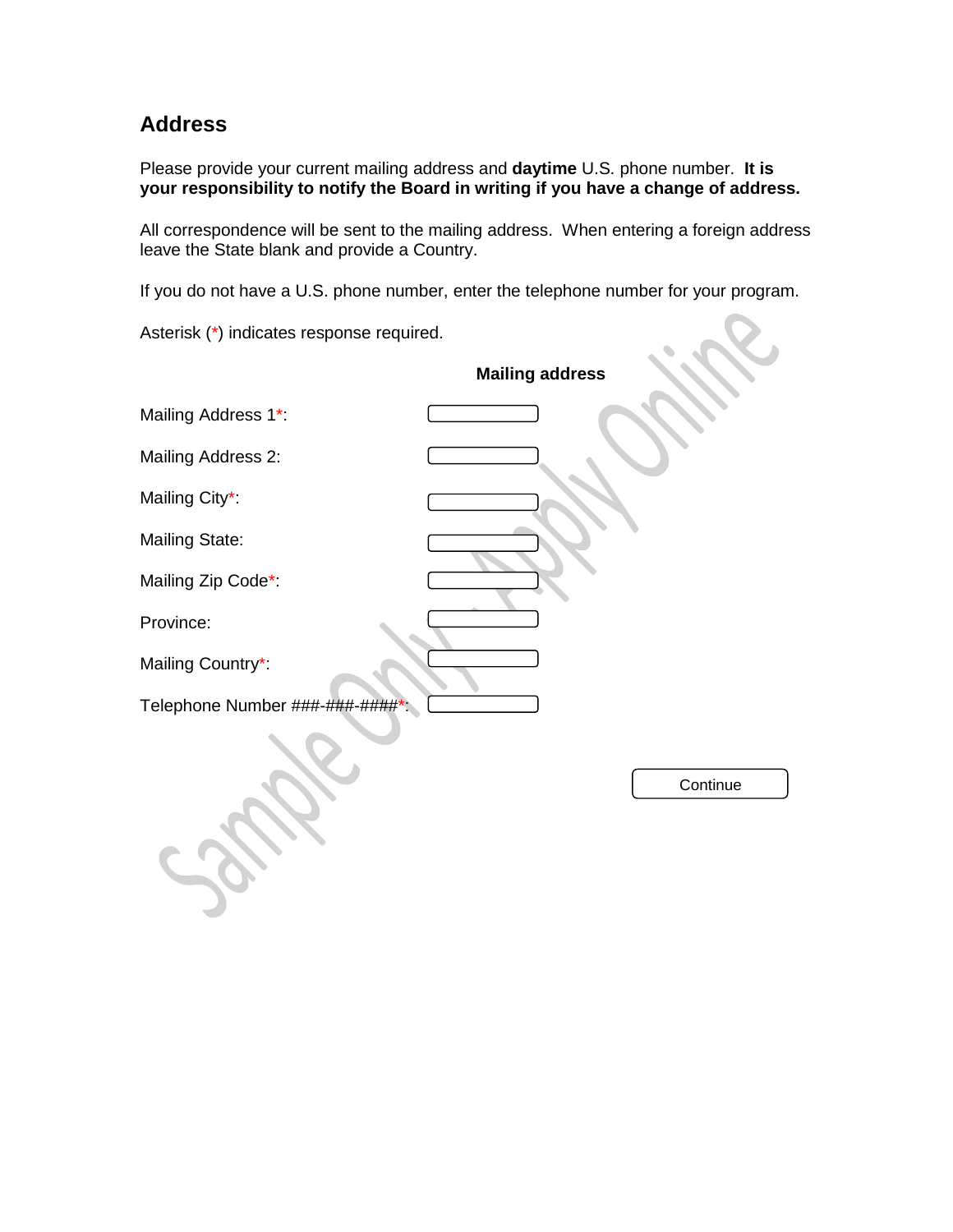## Address

Please provide your current mailing address and **daytime** U.S. phone number. **It is your responsibility to notify the Board in writing if you have a change of address.**

All correspondence will be sent to the mailing address. When entering a foreign address leave the State blank and provide a Country.

If you do not have a U.S. phone number, enter the telephone number for your program.

Asterisk (*) indicates response required.

**Mailing address**

| Field | |
|---|---|
| Mailing Address 1*: | |
| Mailing Address 2: | |
| Mailing City*: | |
| Mailing State: | |
| Mailing Zip Code*: | |
| Province: | |
| Mailing Country*: | |
| Telephone Number ###-###-####*: | |

Continue

Sample Only - Apply Online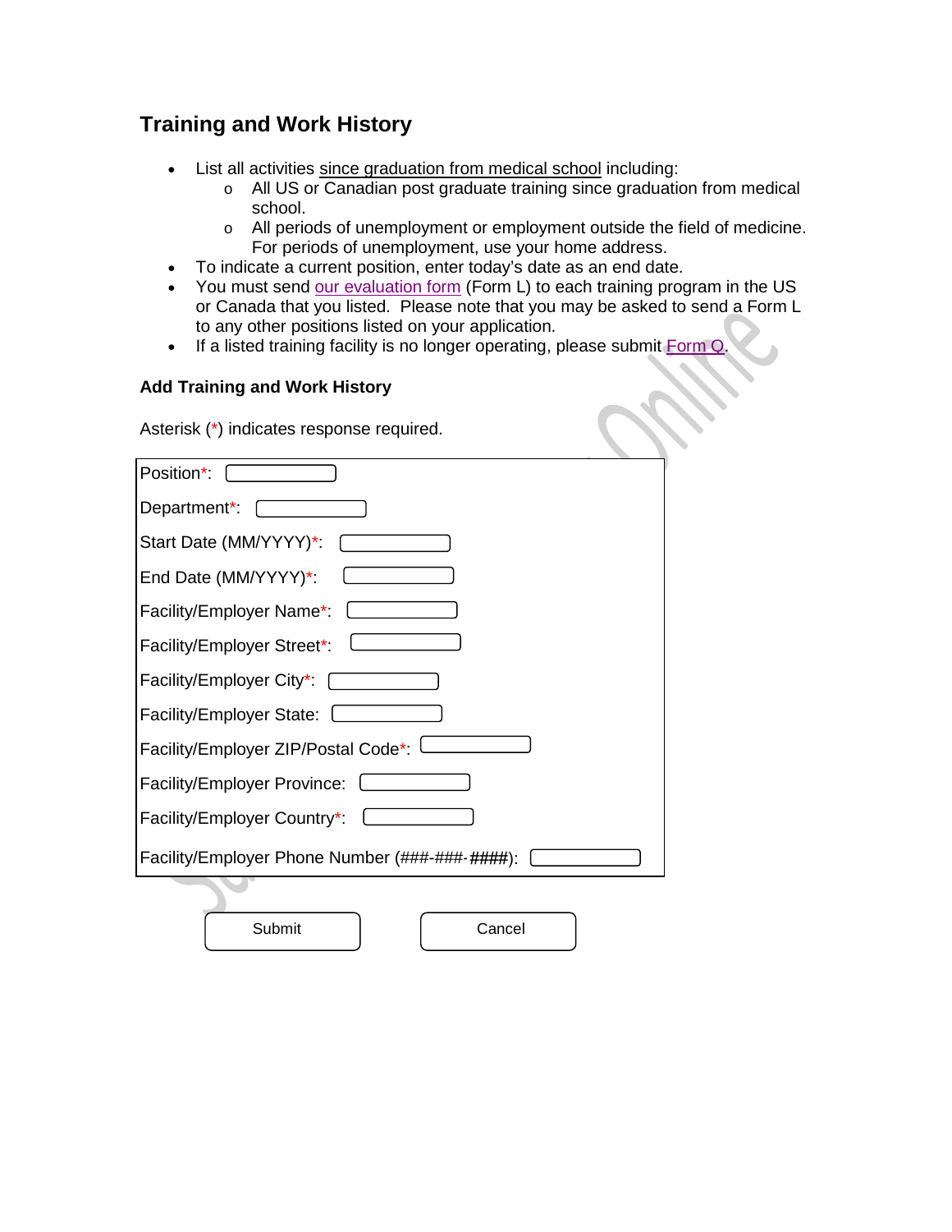## Training and Work History

- List all activities since graduation from medical school including:
  - All US or Canadian post graduate training since graduation from medical school.
  - All periods of unemployment or employment outside the field of medicine. For periods of unemployment, use your home address.
- To indicate a current position, enter today's date as an end date.
- You must send our evaluation form (Form L) to each training program in the US or Canada that you listed. Please note that you may be asked to send a Form L to any other positions listed on your application.
- If a listed training facility is no longer operating, please submit Form Q.

### Add Training and Work History

Asterisk (*) indicates response required.

Position*:

Department*:

Start Date (MM/YYYY)*:

End Date (MM/YYYY)*:

Facility/Employer Name*:

Facility/Employer Street*:

Facility/Employer City*:

Facility/Employer State:

Facility/Employer ZIP/Postal Code*:

Facility/Employer Province:

Facility/Employer Country*:

Facility/Employer Phone Number (###-###-####):

Submit    Cancel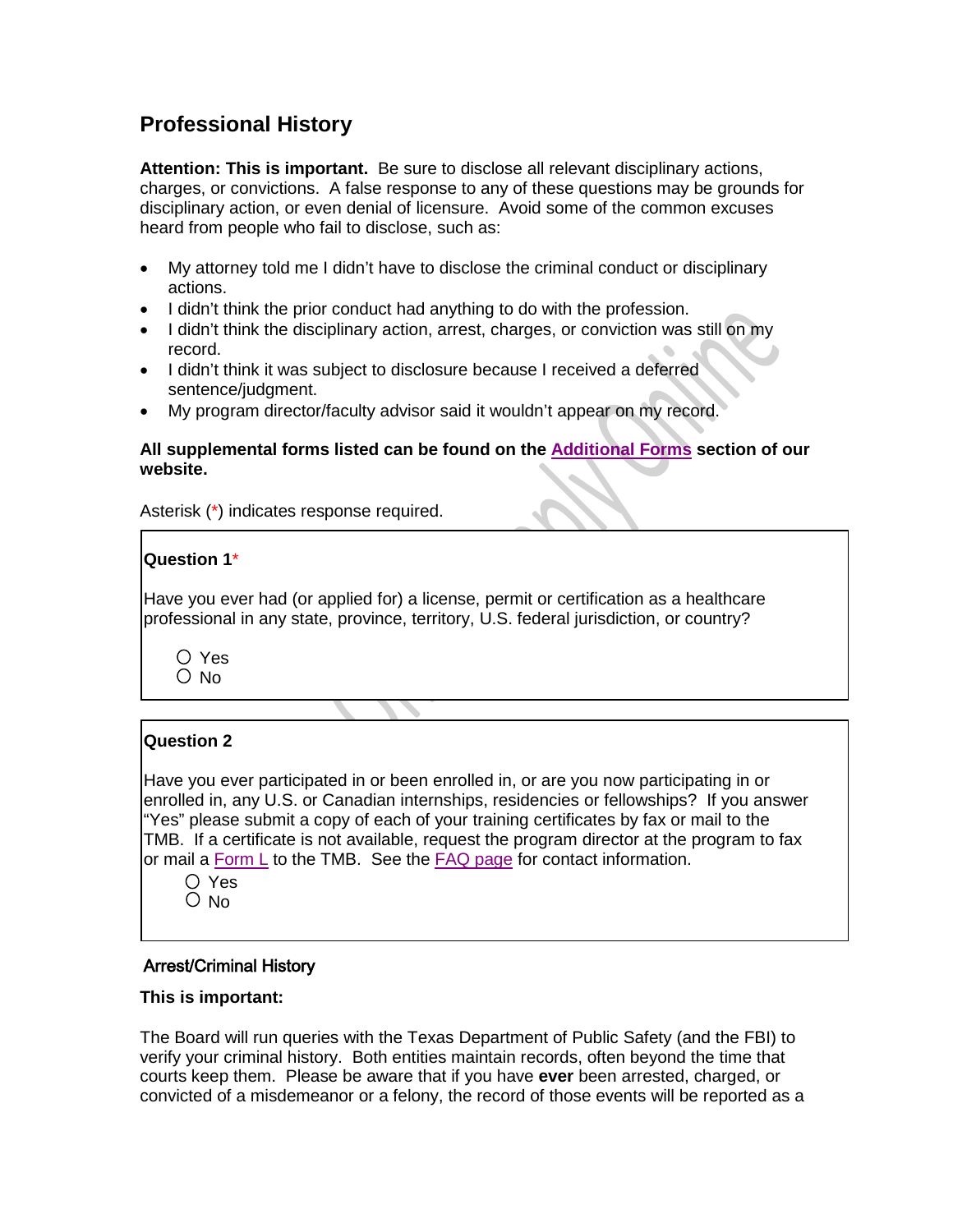## Professional History

**Attention: This is important.** Be sure to disclose all relevant disciplinary actions, charges, or convictions. A false response to any of these questions may be grounds for disciplinary action, or even denial of licensure. Avoid some of the common excuses heard from people who fail to disclose, such as:

- My attorney told me I didn't have to disclose the criminal conduct or disciplinary actions.
- I didn't think the prior conduct had anything to do with the profession.
- I didn't think the disciplinary action, arrest, charges, or conviction was still on my record.
- I didn't think it was subject to disclosure because I received a deferred sentence/judgment.
- My program director/faculty advisor said it wouldn't appear on my record.

**All supplemental forms listed can be found on the Additional Forms section of our website.**

Asterisk (*) indicates response required.

**Question 1***

Have you ever had (or applied for) a license, permit or certification as a healthcare professional in any state, province, territory, U.S. federal jurisdiction, or country?

○ Yes
○ No

**Question 2**

Have you ever participated in or been enrolled in, or are you now participating in or enrolled in, any U.S. or Canadian internships, residencies or fellowships? If you answer "Yes" please submit a copy of each of your training certificates by fax or mail to the TMB. If a certificate is not available, request the program director at the program to fax or mail a Form L to the TMB. See the FAQ page for contact information.

○ Yes
○ No

### Arrest/Criminal History

**This is important:**

The Board will run queries with the Texas Department of Public Safety (and the FBI) to verify your criminal history. Both entities maintain records, often beyond the time that courts keep them. Please be aware that if you have **ever** been arrested, charged, or convicted of a misdemeanor or a felony, the record of those events will be reported as a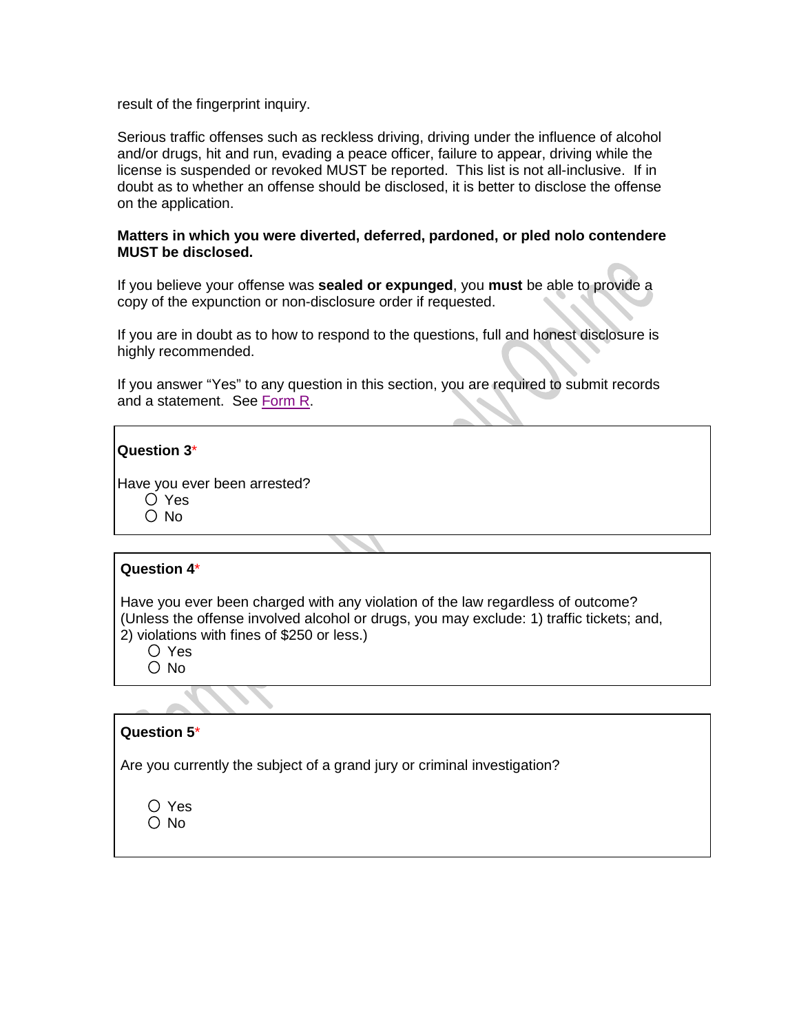result of the fingerprint inquiry.

Serious traffic offenses such as reckless driving, driving under the influence of alcohol and/or drugs, hit and run, evading a peace officer, failure to appear, driving while the license is suspended or revoked MUST be reported. This list is not all-inclusive. If in doubt as to whether an offense should be disclosed, it is better to disclose the offense on the application.

**Matters in which you were diverted, deferred, pardoned, or pled nolo contendere MUST be disclosed.**

If you believe your offense was **sealed or expunged**, you **must** be able to provide a copy of the expunction or non-disclosure order if requested.

If you are in doubt as to how to respond to the questions, full and honest disclosure is highly recommended.

If you answer "Yes" to any question in this section, you are required to submit records and a statement. See Form R.

**Question 3***

Have you ever been arrested?

- ○ Yes
- ○ No

**Question 4***

Have you ever been charged with any violation of the law regardless of outcome? (Unless the offense involved alcohol or drugs, you may exclude: 1) traffic tickets; and, 2) violations with fines of $250 or less.)

- ○ Yes
- ○ No

**Question 5***

Are you currently the subject of a grand jury or criminal investigation?

- ○ Yes
- ○ No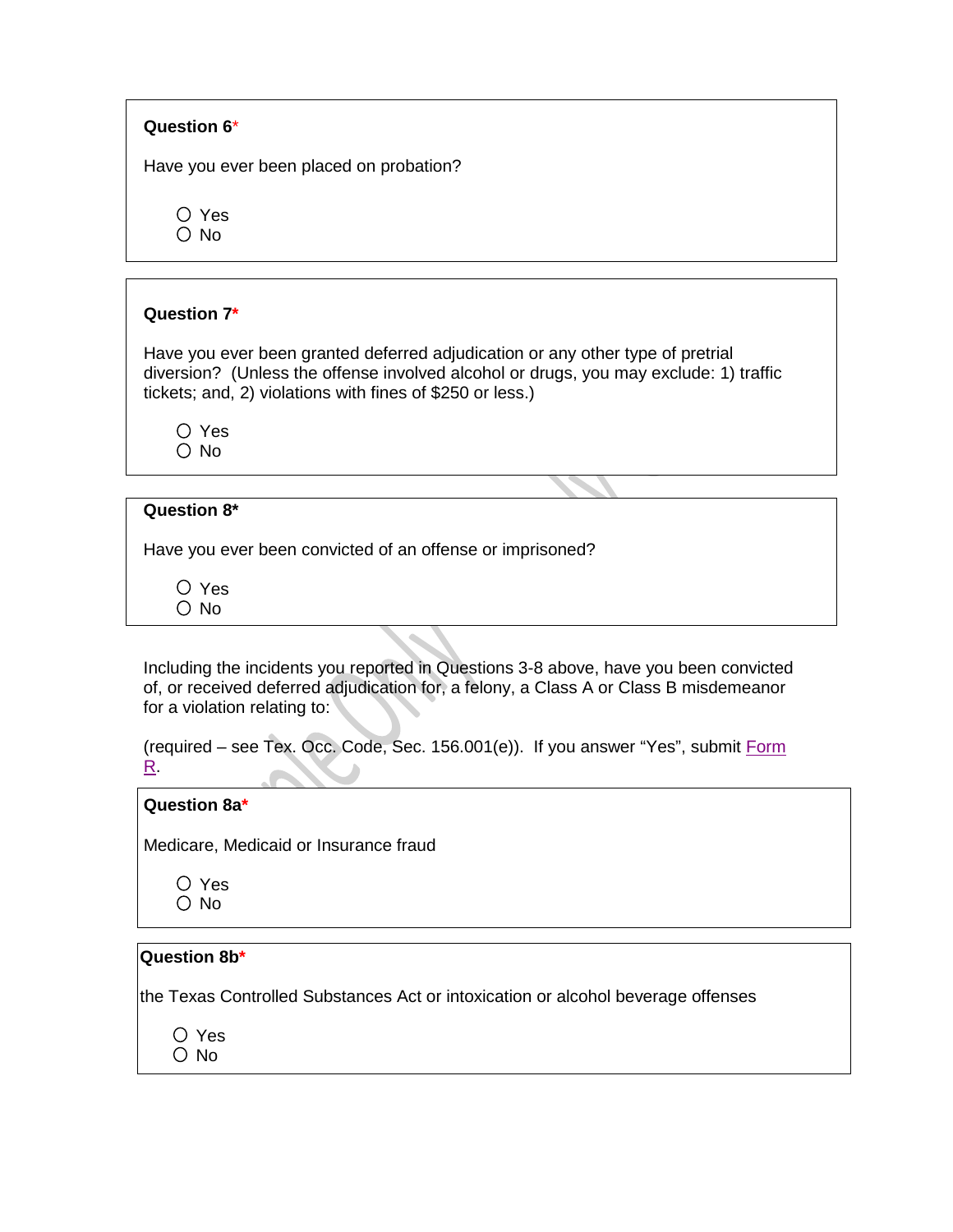**Question 6***

Have you ever been placed on probation?

- ○ Yes
- ○ No

**Question 7***

Have you ever been granted deferred adjudication or any other type of pretrial diversion? (Unless the offense involved alcohol or drugs, you may exclude: 1) traffic tickets; and, 2) violations with fines of $250 or less.)

- ○ Yes
- ○ No

**Question 8***

Have you ever been convicted of an offense or imprisoned?

- ○ Yes
- ○ No

Including the incidents you reported in Questions 3-8 above, have you been convicted of, or received deferred adjudication for, a felony, a Class A or Class B misdemeanor for a violation relating to:

(required – see Tex. Occ. Code, Sec. 156.001(e)). If you answer "Yes", submit Form R.

**Question 8a***

Medicare, Medicaid or Insurance fraud

- ○ Yes
- ○ No

**Question 8b***

the Texas Controlled Substances Act or intoxication or alcohol beverage offenses

- ○ Yes
- ○ No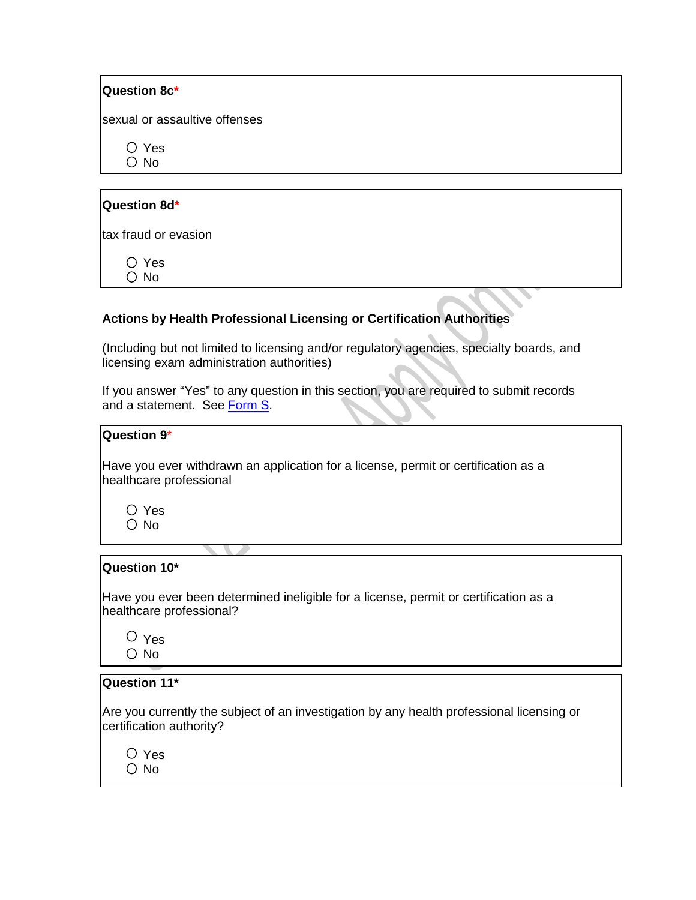**Question 8c***

sexual or assaultive offenses

- ○ Yes
- ○ No

**Question 8d***

tax fraud or evasion

- ○ Yes
- ○ No

**Actions by Health Professional Licensing or Certification Authorities**

(Including but not limited to licensing and/or regulatory agencies, specialty boards, and licensing exam administration authorities)

If you answer "Yes" to any question in this section, you are required to submit records and a statement. See [Form S](Form S).

**Question 9***

Have you ever withdrawn an application for a license, permit or certification as a healthcare professional

- ○ Yes
- ○ No

**Question 10***

Have you ever been determined ineligible for a license, permit or certification as a healthcare professional?

- ○ Yes
- ○ No

**Question 11***

Are you currently the subject of an investigation by any health professional licensing or certification authority?

- ○ Yes
- ○ No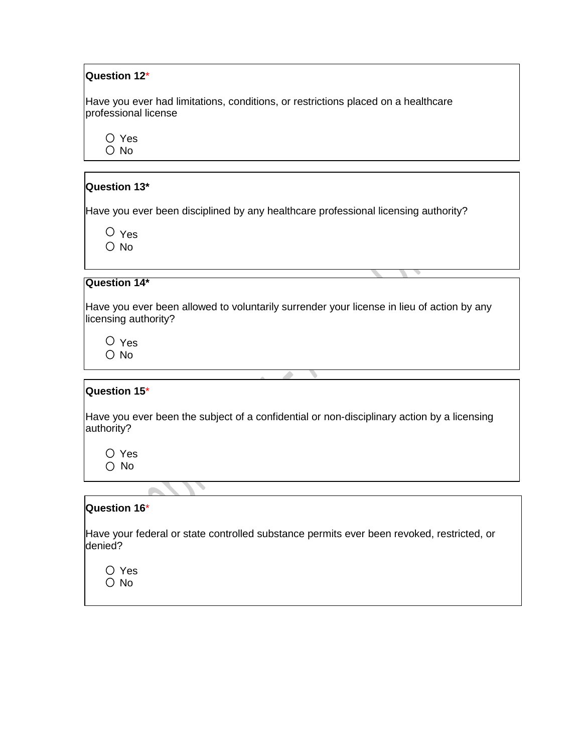**Question 12***

Have you ever had limitations, conditions, or restrictions placed on a healthcare professional license

- ○ Yes
- ○ No

**Question 13***

Have you ever been disciplined by any healthcare professional licensing authority?

- ○ Yes
- ○ No

**Question 14***

Have you ever been allowed to voluntarily surrender your license in lieu of action by any licensing authority?

- ○ Yes
- ○ No

**Question 15***

Have you ever been the subject of a confidential or non-disciplinary action by a licensing authority?

- ○ Yes
- ○ No

**Question 16***

Have your federal or state controlled substance permits ever been revoked, restricted, or denied?

- ○ Yes
- ○ No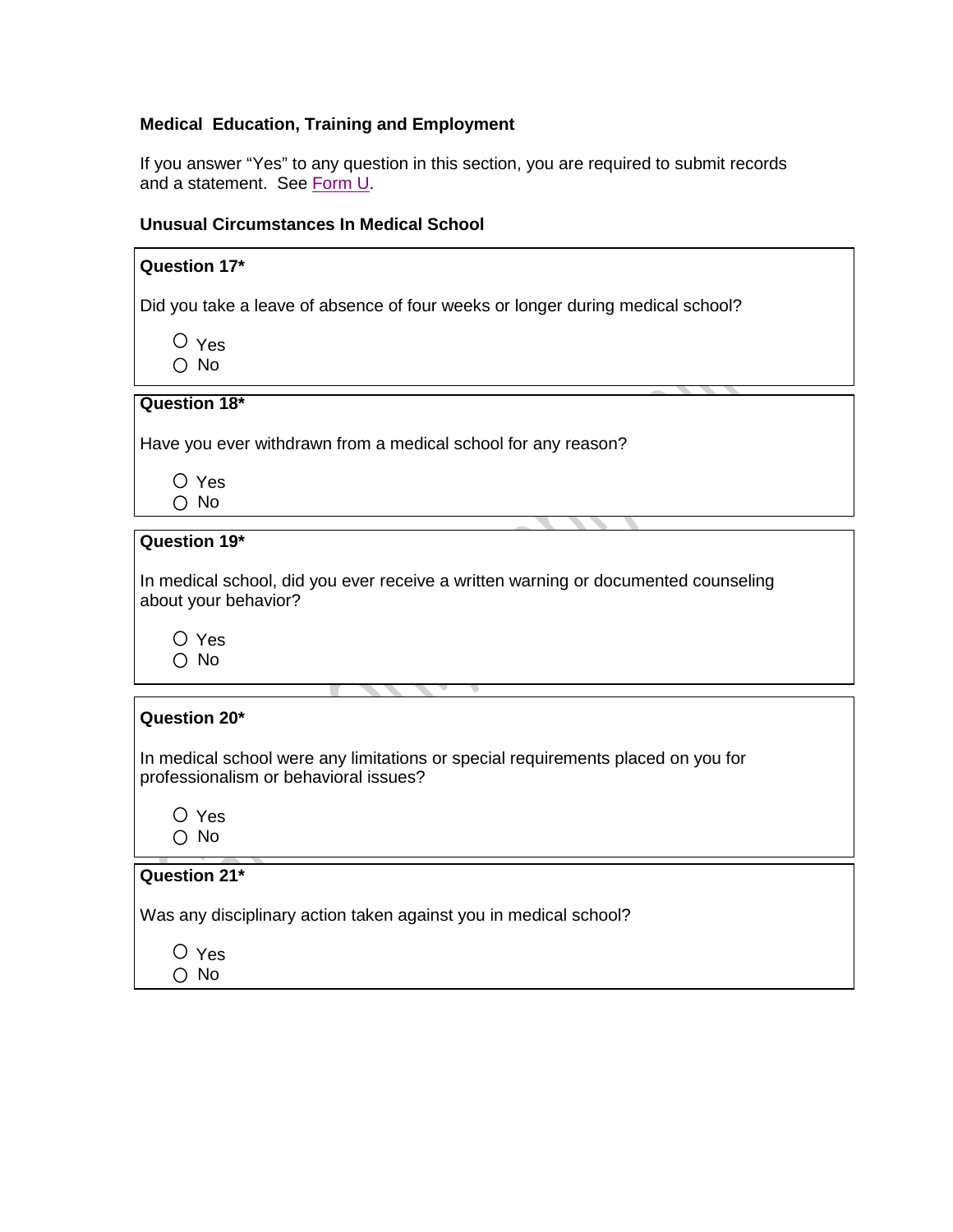**Medical Education, Training and Employment**

If you answer "Yes" to any question in this section, you are required to submit records and a statement. See Form U.

**Unusual Circumstances In Medical School**

**Question 17***

Did you take a leave of absence of four weeks or longer during medical school?

- ○ Yes
- ○ No

**Question 18***

Have you ever withdrawn from a medical school for any reason?

- ○ Yes
- ○ No

**Question 19***

In medical school, did you ever receive a written warning or documented counseling about your behavior?

- ○ Yes
- ○ No

**Question 20***

In medical school were any limitations or special requirements placed on you for professionalism or behavioral issues?

- ○ Yes
- ○ No

**Question 21***

Was any disciplinary action taken against you in medical school?

- ○ Yes
- ○ No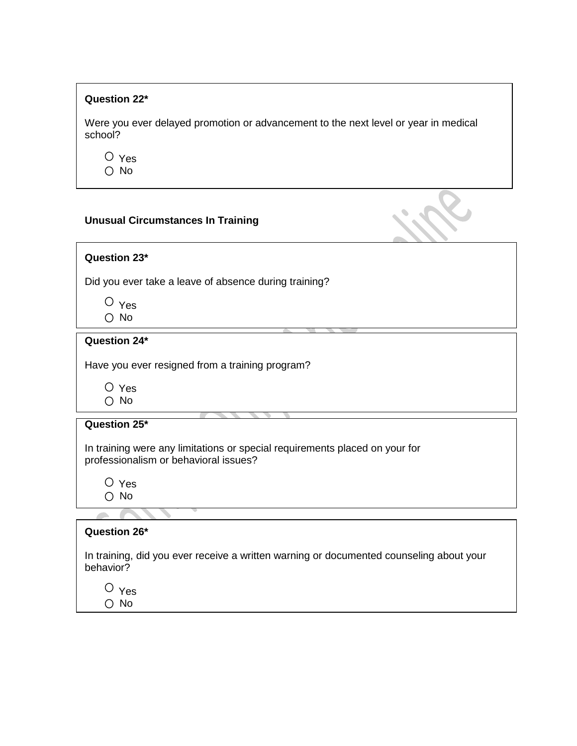**Question 22***

Were you ever delayed promotion or advancement to the next level or year in medical school?

- ○ Yes
- ○ No

**Unusual Circumstances In Training**

**Question 23***

Did you ever take a leave of absence during training?

- ○ Yes
- ○ No

**Question 24***

Have you ever resigned from a training program?

- ○ Yes
- ○ No

**Question 25***

In training were any limitations or special requirements placed on your for professionalism or behavioral issues?

- ○ Yes
- ○ No

**Question 26***

In training, did you ever receive a written warning or documented counseling about your behavior?

- ○ Yes
- ○ No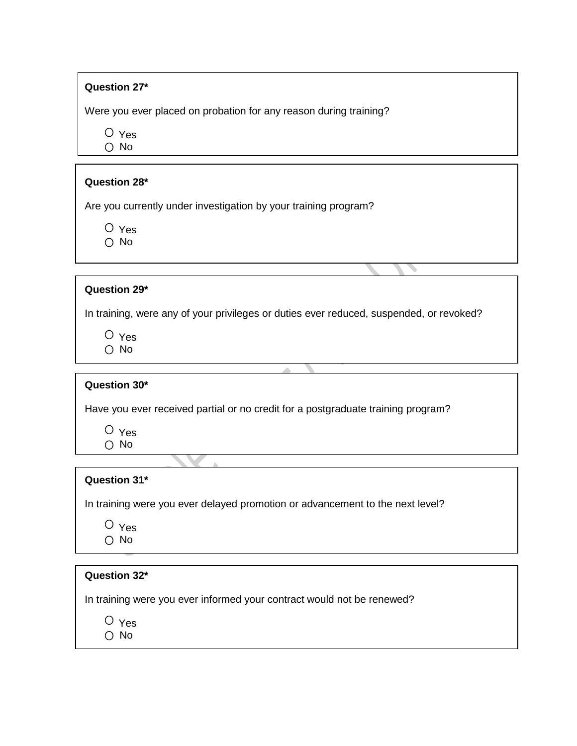**Question 27***

Were you ever placed on probation for any reason during training?

- ○ Yes
- ○ No

**Question 28***

Are you currently under investigation by your training program?

- ○ Yes
- ○ No

**Question 29***

In training, were any of your privileges or duties ever reduced, suspended, or revoked?

- ○ Yes
- ○ No

**Question 30***

Have you ever received partial or no credit for a postgraduate training program?

- ○ Yes
- ○ No

**Question 31***

In training were you ever delayed promotion or advancement to the next level?

- ○ Yes
- ○ No

**Question 32***

In training were you ever informed your contract would not be renewed?

- ○ Yes
- ○ No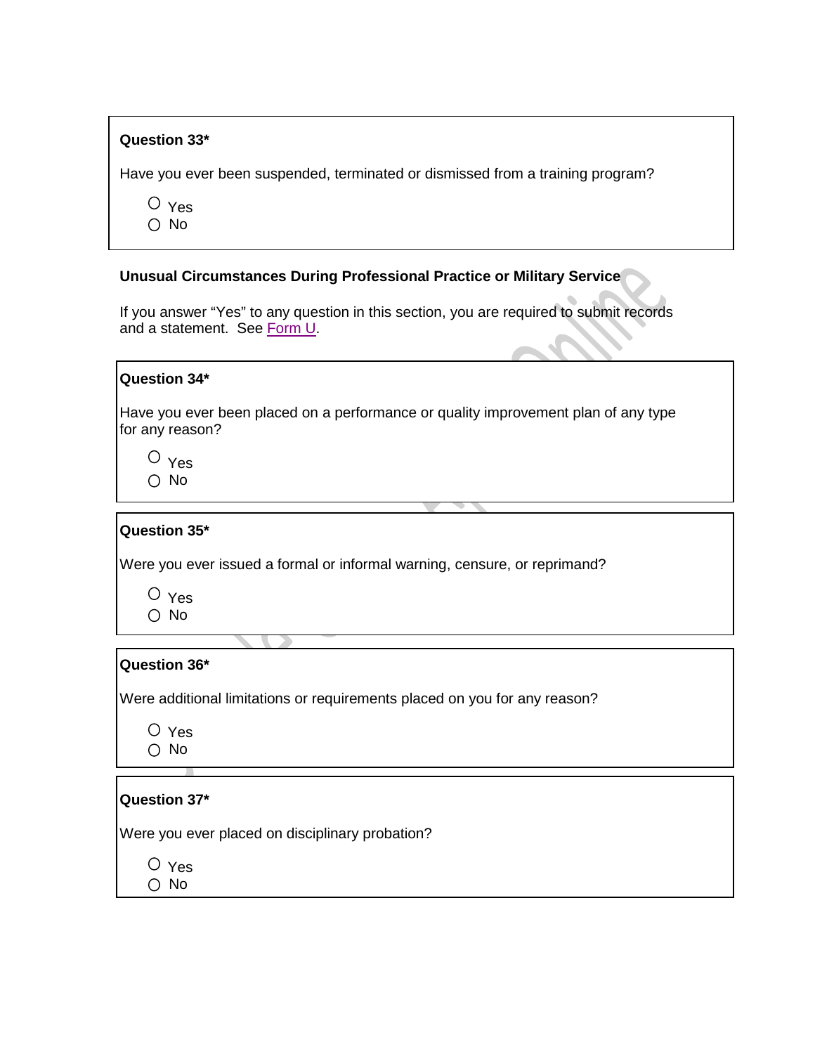**Question 33***

Have you ever been suspended, terminated or dismissed from a training program?

○ Yes
○ No

**Unusual Circumstances During Professional Practice or Military Service**

If you answer "Yes" to any question in this section, you are required to submit records and a statement. See Form U.

**Question 34***

Have you ever been placed on a performance or quality improvement plan of any type for any reason?

○ Yes
○ No

**Question 35***

Were you ever issued a formal or informal warning, censure, or reprimand?

○ Yes
○ No

**Question 36***

Were additional limitations or requirements placed on you for any reason?

○ Yes
○ No

**Question 37***

Were you ever placed on disciplinary probation?

○ Yes
○ No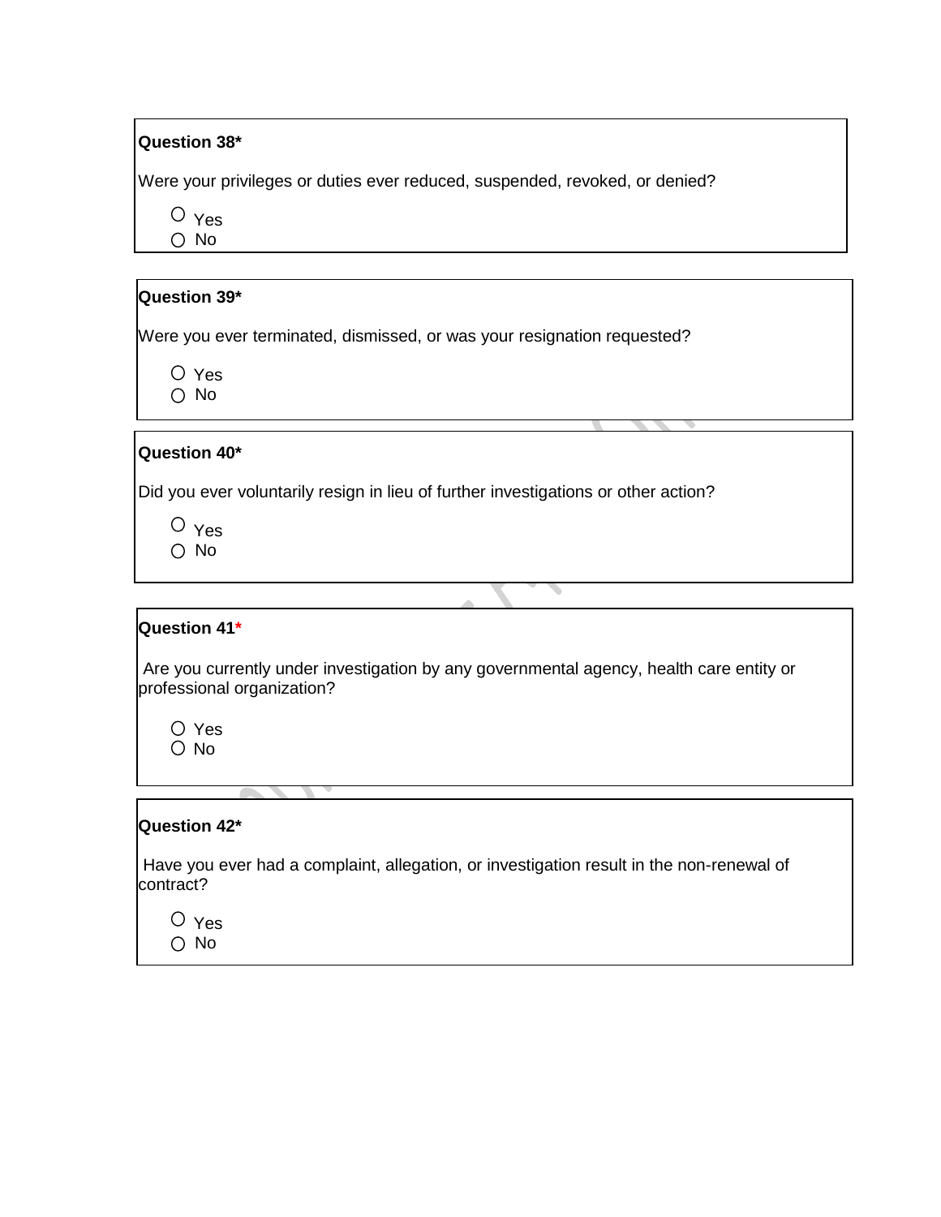**Question 38***

Were your privileges or duties ever reduced, suspended, revoked, or denied?

○ Yes
○ No

**Question 39***

Were you ever terminated, dismissed, or was your resignation requested?

○ Yes
○ No

**Question 40***

Did you ever voluntarily resign in lieu of further investigations or other action?

○ Yes
○ No

**Question 41***

Are you currently under investigation by any governmental agency, health care entity or professional organization?

○ Yes
○ No

**Question 42***

Have you ever had a complaint, allegation, or investigation result in the non-renewal of contract?

○ Yes
○ No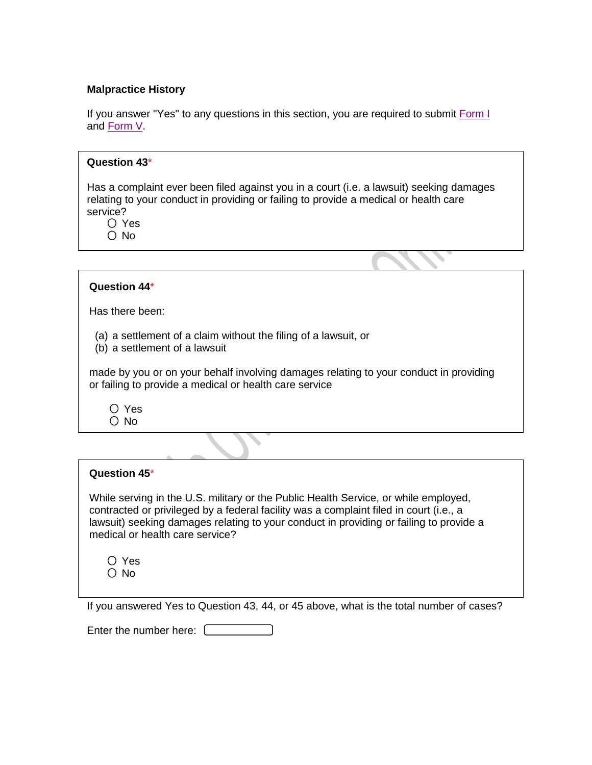**Malpractice History**

If you answer "Yes" to any questions in this section, you are required to submit Form I and Form V.

**Question 43***

Has a complaint ever been filed against you in a court (i.e. a lawsuit) seeking damages relating to your conduct in providing or failing to provide a medical or health care service?

- ○ Yes
- ○ No

**Question 44***

Has there been:

(a) a settlement of a claim without the filing of a lawsuit, or
(b) a settlement of a lawsuit

made by you or on your behalf involving damages relating to your conduct in providing or failing to provide a medical or health care service

- ○ Yes
- ○ No

**Question 45***

While serving in the U.S. military or the Public Health Service, or while employed, contracted or privileged by a federal facility was a complaint filed in court (i.e., a lawsuit) seeking damages relating to your conduct in providing or failing to provide a medical or health care service?

- ○ Yes
- ○ No

If you answered Yes to Question 43, 44, or 45 above, what is the total number of cases?

Enter the number here: ______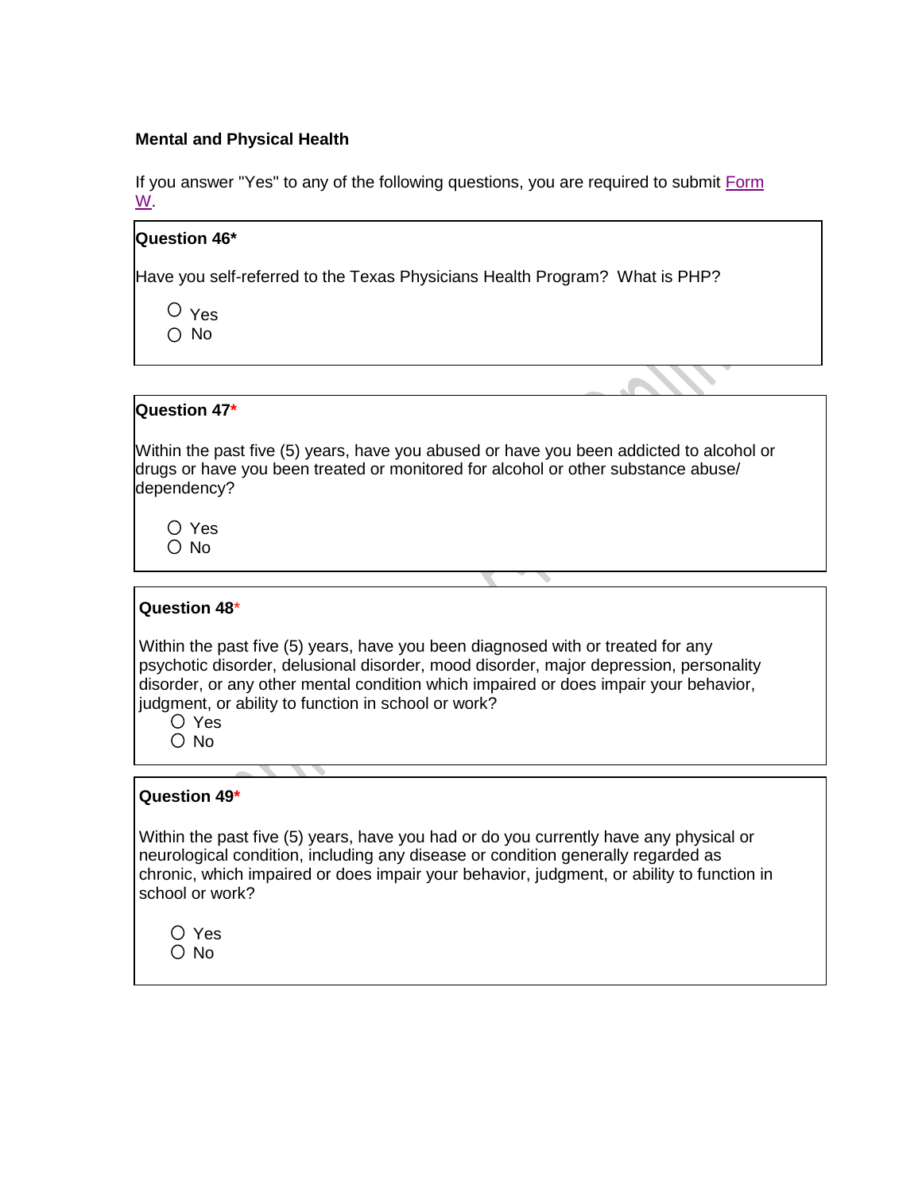**Mental and Physical Health**

If you answer "Yes" to any of the following questions, you are required to submit Form W.

**Question 46***

Have you self-referred to the Texas Physicians Health Program? What is PHP?

- ○ Yes
- ○ No

**Question 47***

Within the past five (5) years, have you abused or have you been addicted to alcohol or drugs or have you been treated or monitored for alcohol or other substance abuse/ dependency?

- ○ Yes
- ○ No

**Question 48***

Within the past five (5) years, have you been diagnosed with or treated for any psychotic disorder, delusional disorder, mood disorder, major depression, personality disorder, or any other mental condition which impaired or does impair your behavior, judgment, or ability to function in school or work?

- ○ Yes
- ○ No

**Question 49***

Within the past five (5) years, have you had or do you currently have any physical or neurological condition, including any disease or condition generally regarded as chronic, which impaired or does impair your behavior, judgment, or ability to function in school or work?

- ○ Yes
- ○ No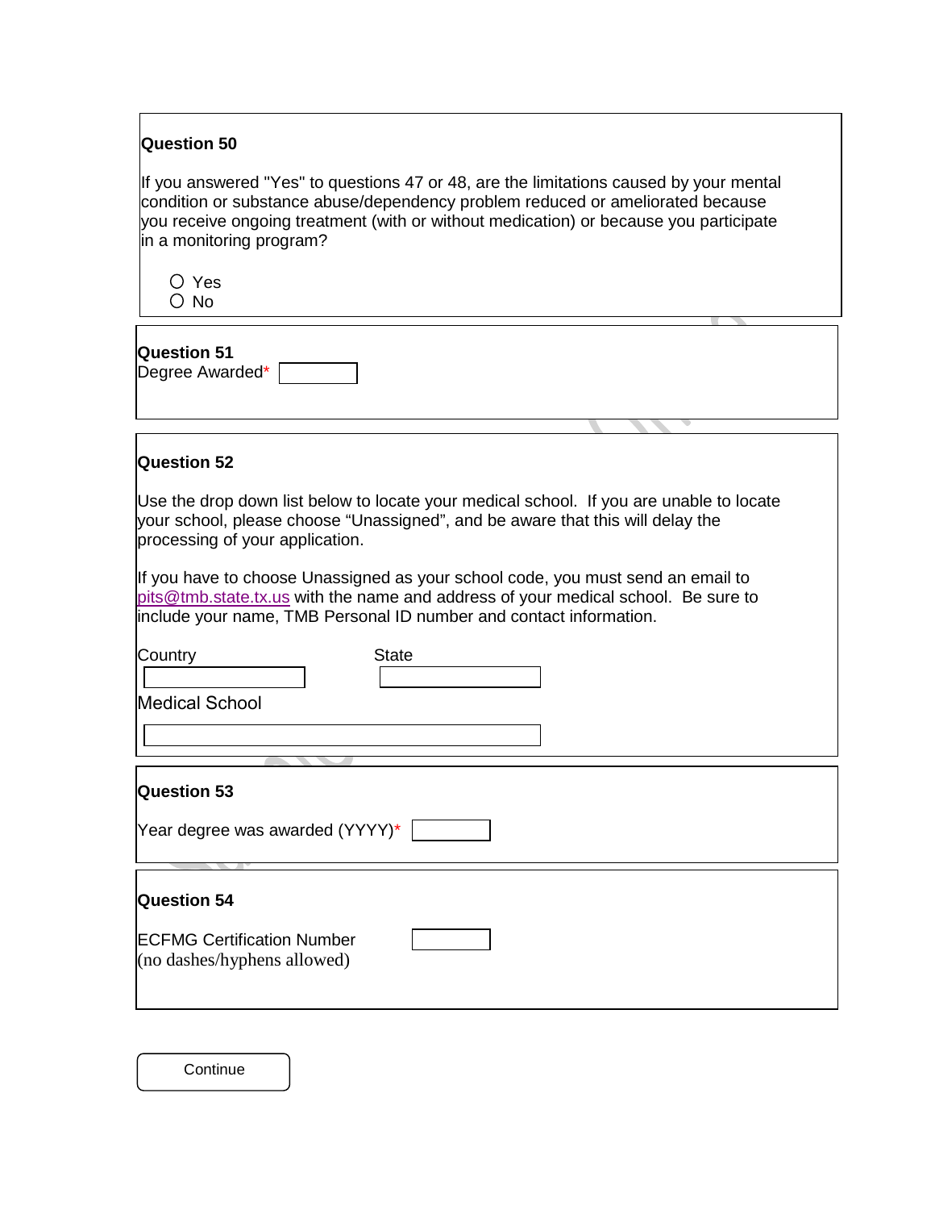**Question 50**

If you answered "Yes" to questions 47 or 48, are the limitations caused by your mental condition or substance abuse/dependency problem reduced or ameliorated because you receive ongoing treatment (with or without medication) or because you participate in a monitoring program?

○ Yes
○ No

**Question 51**

Degree Awarded* [ ]

**Question 52**

Use the drop down list below to locate your medical school. If you are unable to locate your school, please choose “Unassigned”, and be aware that this will delay the processing of your application.

If you have to choose Unassigned as your school code, you must send an email to pits@tmb.state.tx.us with the name and address of your medical school. Be sure to include your name, TMB Personal ID number and contact information.

Country [ ]

State [ ]

Medical School [ ]

**Question 53**

Year degree was awarded (YYYY)* [ ]

**Question 54**

ECFMG Certification Number
(no dashes/hyphens allowed) [ ]

[Continue]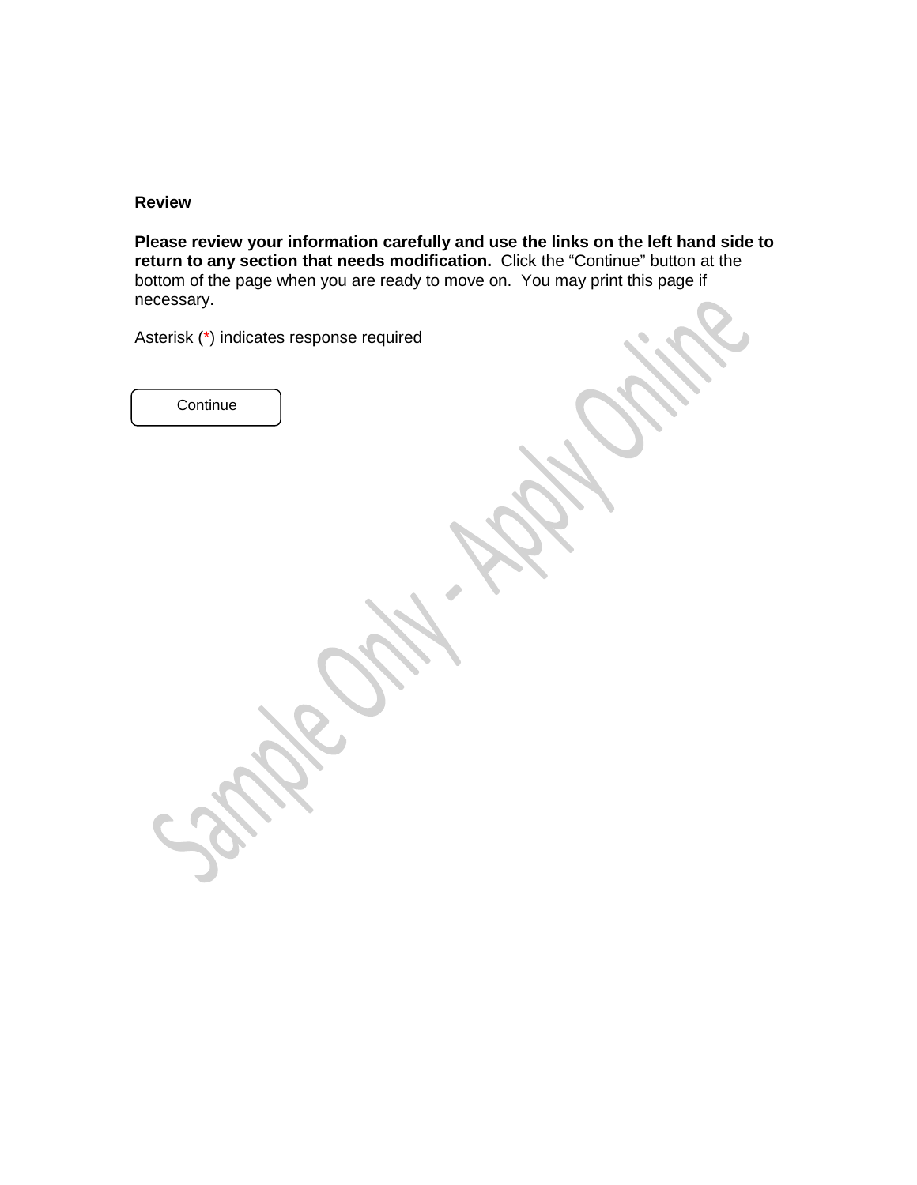**Review**

**Please review your information carefully and use the links on the left hand side to return to any section that needs modification.** Click the "Continue" button at the bottom of the page when you are ready to move on. You may print this page if necessary.

Asterisk (*) indicates response required

Continue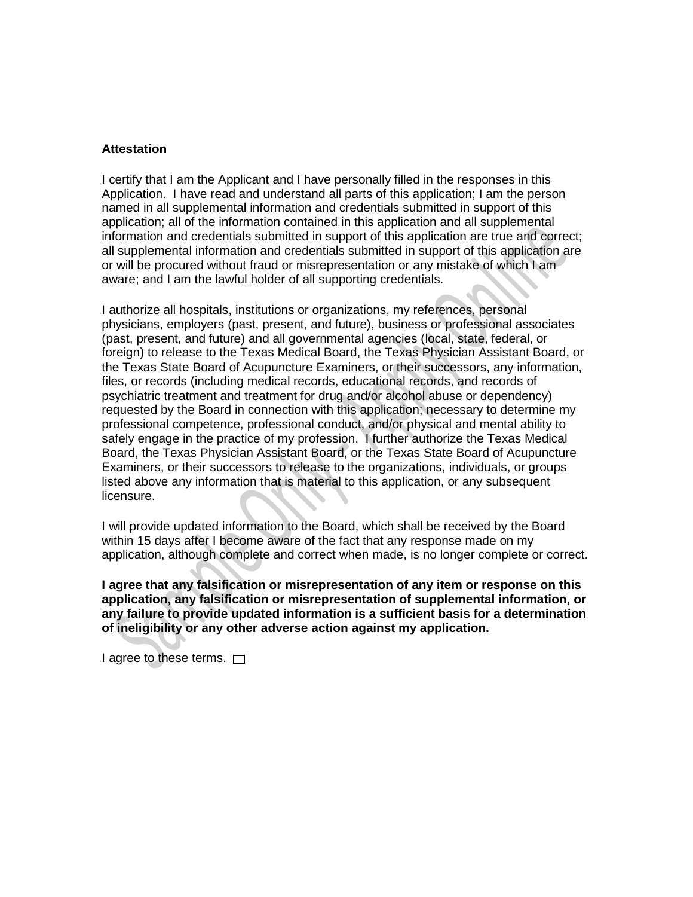**Attestation**

I certify that I am the Applicant and I have personally filled in the responses in this Application. I have read and understand all parts of this application; I am the person named in all supplemental information and credentials submitted in support of this application; all of the information contained in this application and all supplemental information and credentials submitted in support of this application are true and correct; all supplemental information and credentials submitted in support of this application are or will be procured without fraud or misrepresentation or any mistake of which I am aware; and I am the lawful holder of all supporting credentials.

I authorize all hospitals, institutions or organizations, my references, personal physicians, employers (past, present, and future), business or professional associates (past, present, and future) and all governmental agencies (local, state, federal, or foreign) to release to the Texas Medical Board, the Texas Physician Assistant Board, or the Texas State Board of Acupuncture Examiners, or their successors, any information, files, or records (including medical records, educational records, and records of psychiatric treatment and treatment for drug and/or alcohol abuse or dependency) requested by the Board in connection with this application; necessary to determine my professional competence, professional conduct, and/or physical and mental ability to safely engage in the practice of my profession. I further authorize the Texas Medical Board, the Texas Physician Assistant Board, or the Texas State Board of Acupuncture Examiners, or their successors to release to the organizations, individuals, or groups listed above any information that is material to this application, or any subsequent licensure.

I will provide updated information to the Board, which shall be received by the Board within 15 days after I become aware of the fact that any response made on my application, although complete and correct when made, is no longer complete or correct.

**I agree that any falsification or misrepresentation of any item or response on this application, any falsification or misrepresentation of supplemental information, or any failure to provide updated information is a sufficient basis for a determination of ineligibility or any other adverse action against my application.**

I agree to these terms. ☐